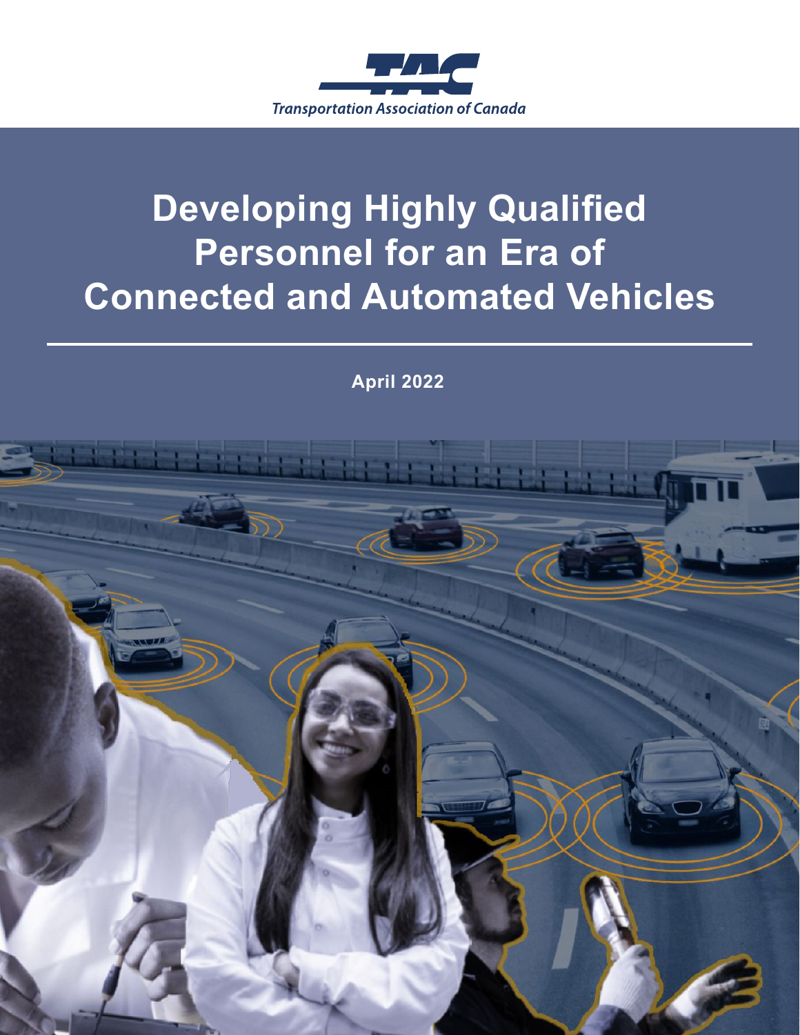Transportation Association of Canada

# Developing Highly Qualified Personnel for an Era of Connected and Automated Vehicles

**April 2022**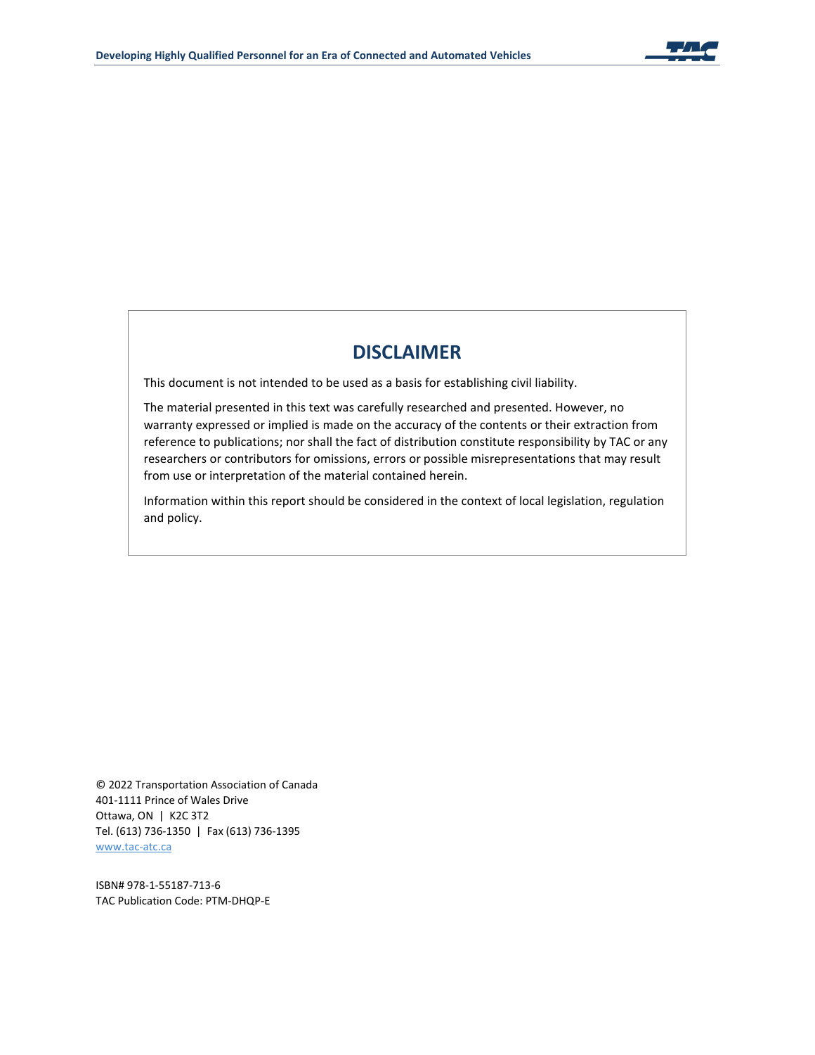## DISCLAIMER

This document is not intended to be used as a basis for establishing civil liability.

The material presented in this text was carefully researched and presented. However, no warranty expressed or implied is made on the accuracy of the contents or their extraction from reference to publications; nor shall the fact of distribution constitute responsibility by TAC or any researchers or contributors for omissions, errors or possible misrepresentations that may result from use or interpretation of the material contained herein.

Information within this report should be considered in the context of local legislation, regulation and policy.

© 2022 Transportation Association of Canada
401-1111 Prince of Wales Drive
Ottawa, ON | K2C 3T2
Tel. (613) 736-1350 | Fax (613) 736-1395
www.tac-atc.ca

ISBN# 978-1-55187-713-6
TAC Publication Code: PTM-DHQP-E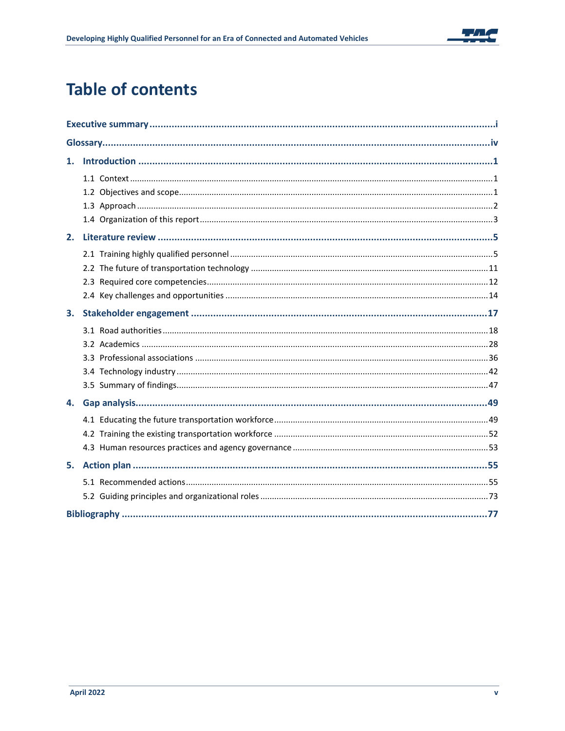# Table of contents

**Executive summary** ..... i

**Glossary** ..... iv

**1. Introduction** ..... 1

- 1.1 Context ..... 1
- 1.2 Objectives and scope ..... 1
- 1.3 Approach ..... 2
- 1.4 Organization of this report ..... 3

**2. Literature review** ..... 5

- 2.1 Training highly qualified personnel ..... 5
- 2.2 The future of transportation technology ..... 11
- 2.3 Required core competencies ..... 12
- 2.4 Key challenges and opportunities ..... 14

**3. Stakeholder engagement** ..... 17

- 3.1 Road authorities ..... 18
- 3.2 Academics ..... 28
- 3.3 Professional associations ..... 36
- 3.4 Technology industry ..... 42
- 3.5 Summary of findings ..... 47

**4. Gap analysis** ..... 49

- 4.1 Educating the future transportation workforce ..... 49
- 4.2 Training the existing transportation workforce ..... 52
- 4.3 Human resources practices and agency governance ..... 53

**5. Action plan** ..... 55

- 5.1 Recommended actions ..... 55
- 5.2 Guiding principles and organizational roles ..... 73

**Bibliography** ..... 77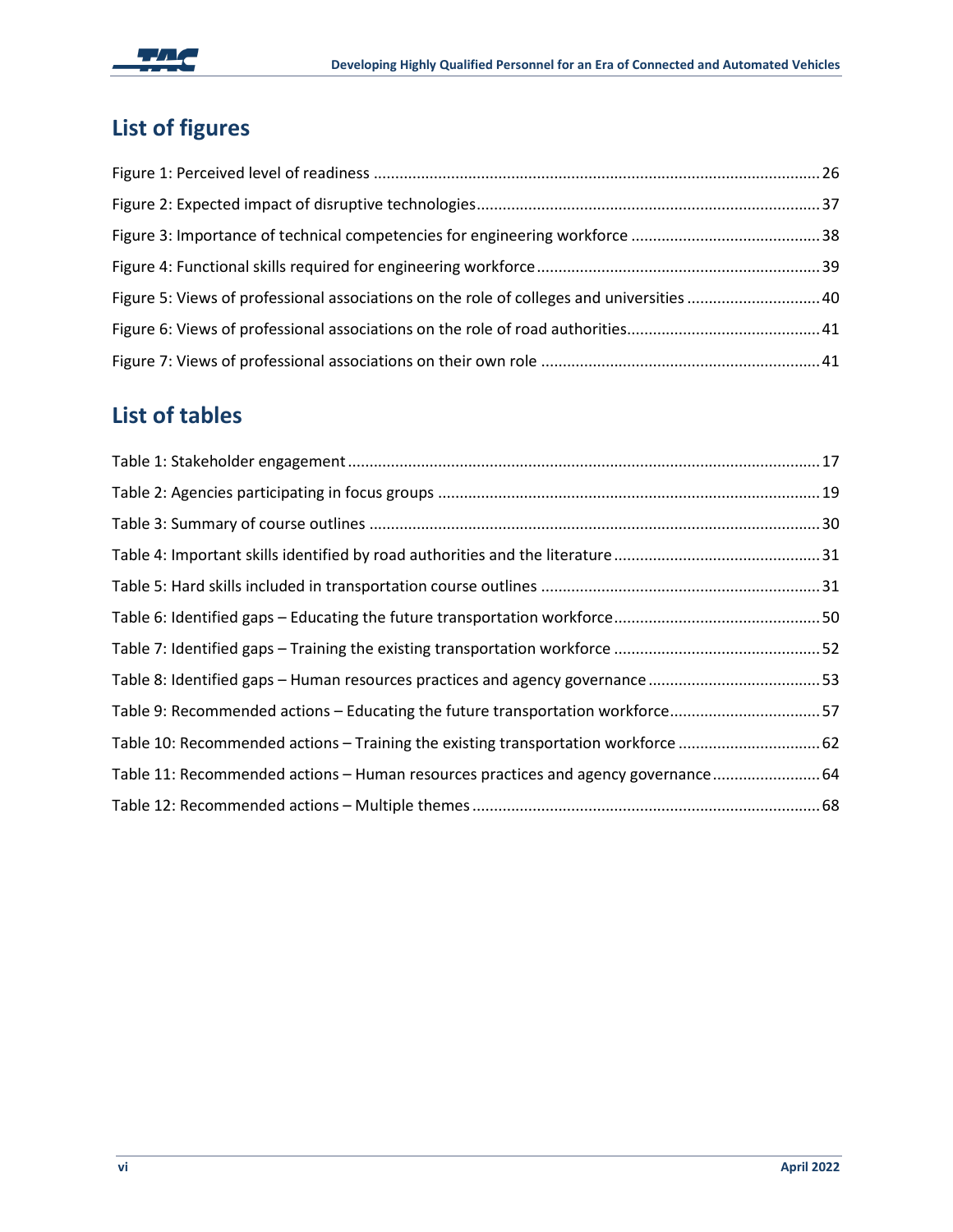## List of figures

Figure 1: Perceived level of readiness ........................................................................................................ 26

Figure 2: Expected impact of disruptive technologies................................................................................ 37

Figure 3: Importance of technical competencies for engineering workforce ............................................ 38

Figure 4: Functional skills required for engineering workforce.................................................................. 39

Figure 5: Views of professional associations on the role of colleges and universities ............................... 40

Figure 6: Views of professional associations on the role of road authorities............................................. 41

Figure 7: Views of professional associations on their own role ................................................................. 41

## List of tables

Table 1: Stakeholder engagement ............................................................................................................. 17

Table 2: Agencies participating in focus groups ......................................................................................... 19

Table 3: Summary of course outlines ......................................................................................................... 30

Table 4: Important skills identified by road authorities and the literature ................................................ 31

Table 5: Hard skills included in transportation course outlines ................................................................. 31

Table 6: Identified gaps – Educating the future transportation workforce ................................................ 50

Table 7: Identified gaps – Training the existing transportation workforce ................................................ 52

Table 8: Identified gaps – Human resources practices and agency governance ........................................ 53

Table 9: Recommended actions – Educating the future transportation workforce.................................... 57

Table 10: Recommended actions – Training the existing transportation workforce ................................. 62

Table 11: Recommended actions – Human resources practices and agency governance ......................... 64

Table 12: Recommended actions – Multiple themes ................................................................................. 68